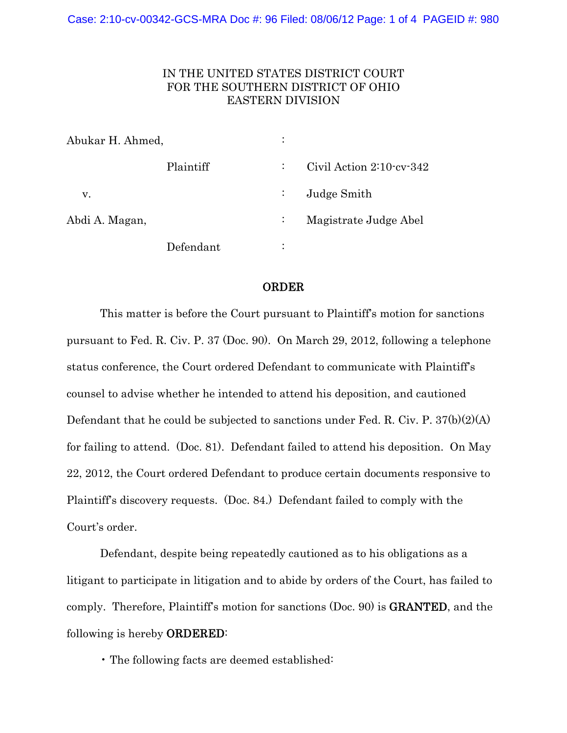IN THE UNITED STATES DISTRICT COURT
FOR THE SOUTHERN DISTRICT OF OHIO
EASTERN DIVISION

| | | |
|---|---|---|
| Abukar H. Ahmed, | : | |
| Plaintiff | : | Civil Action 2:10-cv-342 |
| v. | : | Judge Smith |
| Abdi A. Magan, | : | Magistrate Judge Abel |
| Defendant | : | |

## ORDER

This matter is before the Court pursuant to Plaintiff's motion for sanctions pursuant to Fed. R. Civ. P. 37 (Doc. 90). On March 29, 2012, following a telephone status conference, the Court ordered Defendant to communicate with Plaintiff's counsel to advise whether he intended to attend his deposition, and cautioned Defendant that he could be subjected to sanctions under Fed. R. Civ. P. 37(b)(2)(A) for failing to attend. (Doc. 81). Defendant failed to attend his deposition. On May 22, 2012, the Court ordered Defendant to produce certain documents responsive to Plaintiff's discovery requests. (Doc. 84.) Defendant failed to comply with the Court's order.

Defendant, despite being repeatedly cautioned as to his obligations as a litigant to participate in litigation and to abide by orders of the Court, has failed to comply. Therefore, Plaintiff's motion for sanctions (Doc. 90) is **GRANTED**, and the following is hereby **ORDERED**:

- The following facts are deemed established: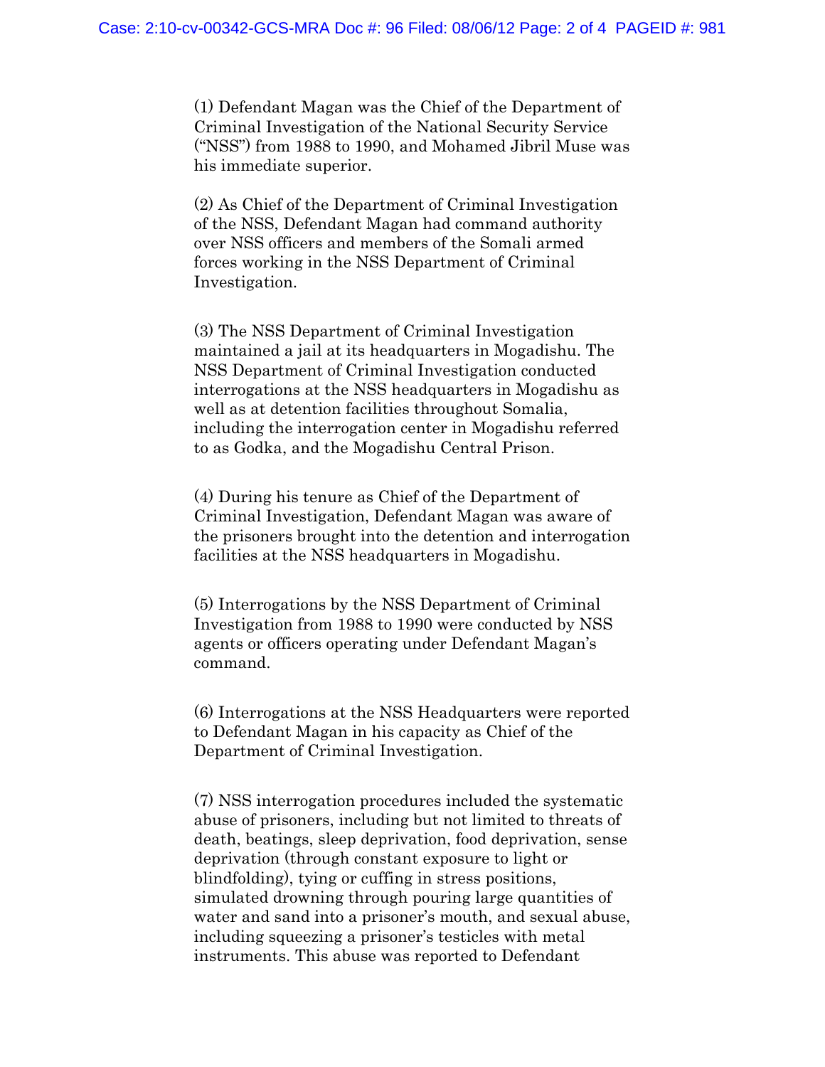(1) Defendant Magan was the Chief of the Department of Criminal Investigation of the National Security Service ("NSS") from 1988 to 1990, and Mohamed Jibril Muse was his immediate superior.

(2) As Chief of the Department of Criminal Investigation of the NSS, Defendant Magan had command authority over NSS officers and members of the Somali armed forces working in the NSS Department of Criminal Investigation.

(3) The NSS Department of Criminal Investigation maintained a jail at its headquarters in Mogadishu. The NSS Department of Criminal Investigation conducted interrogations at the NSS headquarters in Mogadishu as well as at detention facilities throughout Somalia, including the interrogation center in Mogadishu referred to as Godka, and the Mogadishu Central Prison.

(4) During his tenure as Chief of the Department of Criminal Investigation, Defendant Magan was aware of the prisoners brought into the detention and interrogation facilities at the NSS headquarters in Mogadishu.

(5) Interrogations by the NSS Department of Criminal Investigation from 1988 to 1990 were conducted by NSS agents or officers operating under Defendant Magan's command.

(6) Interrogations at the NSS Headquarters were reported to Defendant Magan in his capacity as Chief of the Department of Criminal Investigation.

(7) NSS interrogation procedures included the systematic abuse of prisoners, including but not limited to threats of death, beatings, sleep deprivation, food deprivation, sense deprivation (through constant exposure to light or blindfolding), tying or cuffing in stress positions, simulated drowning through pouring large quantities of water and sand into a prisoner's mouth, and sexual abuse, including squeezing a prisoner's testicles with metal instruments. This abuse was reported to Defendant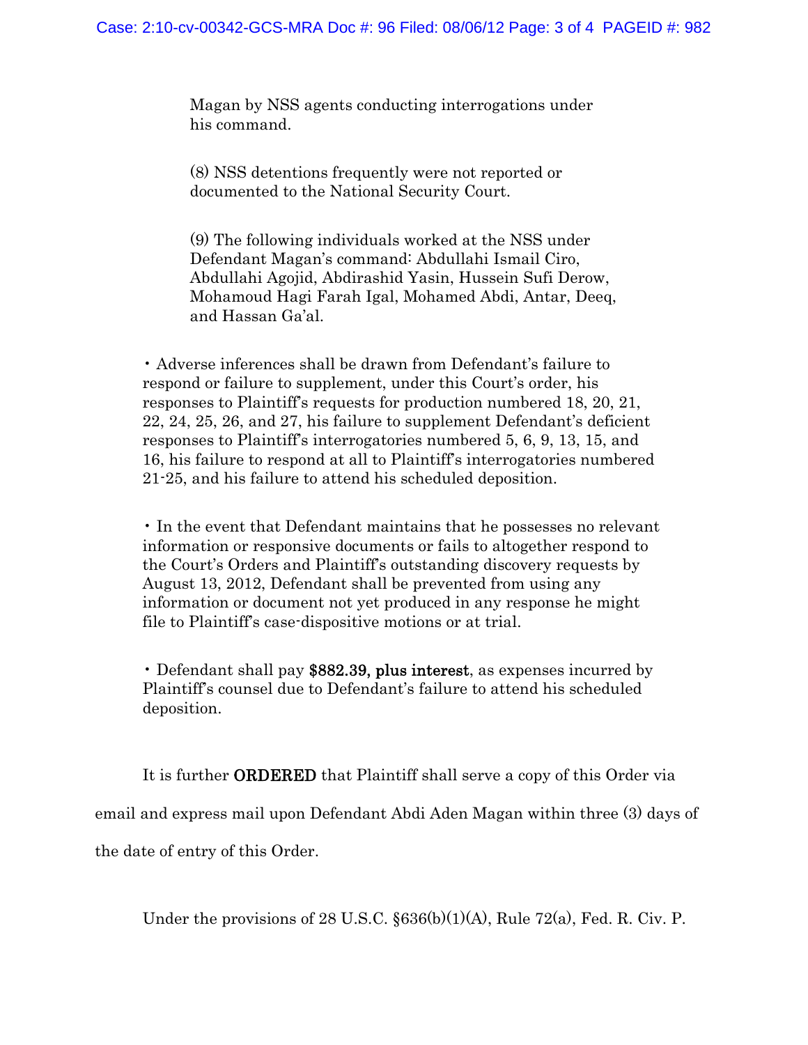Magan by NSS agents conducting interrogations under his command.

(8) NSS detentions frequently were not reported or documented to the National Security Court.

(9) The following individuals worked at the NSS under Defendant Magan's command: Abdullahi Ismail Ciro, Abdullahi Agojid, Abdirashid Yasin, Hussein Sufi Derow, Mohamoud Hagi Farah Igal, Mohamed Abdi, Antar, Deeq, and Hassan Ga'al.

- Adverse inferences shall be drawn from Defendant's failure to respond or failure to supplement, under this Court's order, his responses to Plaintiff's requests for production numbered 18, 20, 21, 22, 24, 25, 26, and 27, his failure to supplement Defendant's deficient responses to Plaintiff's interrogatories numbered 5, 6, 9, 13, 15, and 16, his failure to respond at all to Plaintiff's interrogatories numbered 21-25, and his failure to attend his scheduled deposition.

- In the event that Defendant maintains that he possesses no relevant information or responsive documents or fails to altogether respond to the Court's Orders and Plaintiff's outstanding discovery requests by August 13, 2012, Defendant shall be prevented from using any information or document not yet produced in any response he might file to Plaintiff's case-dispositive motions or at trial.

- Defendant shall pay **$882.39, plus interest**, as expenses incurred by Plaintiff's counsel due to Defendant's failure to attend his scheduled deposition.

It is further **ORDERED** that Plaintiff shall serve a copy of this Order via email and express mail upon Defendant Abdi Aden Magan within three (3) days of the date of entry of this Order.

Under the provisions of 28 U.S.C. §636(b)(1)(A), Rule 72(a), Fed. R. Civ. P.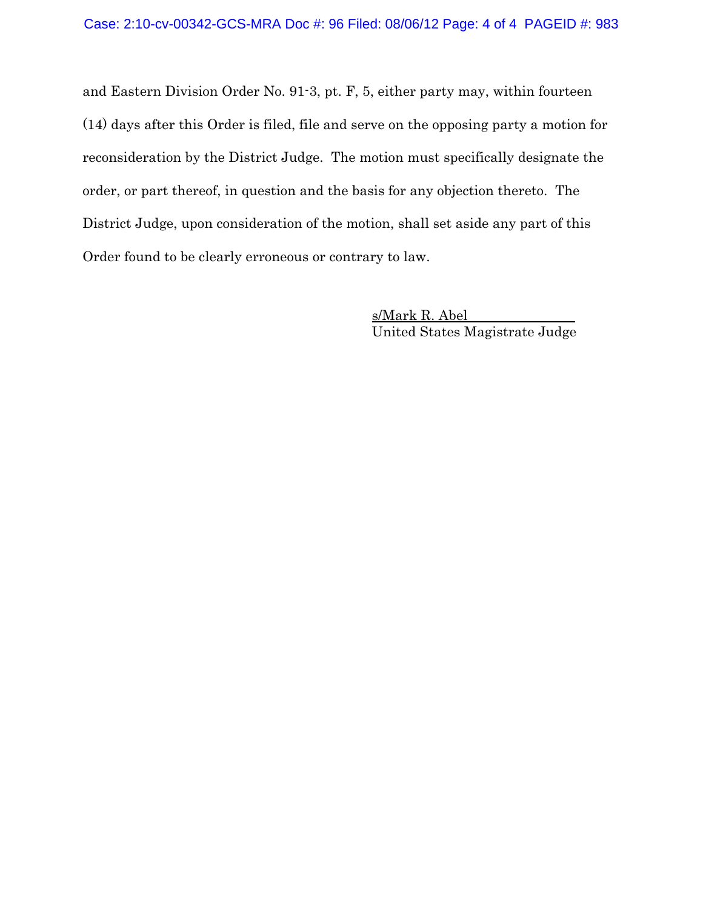and Eastern Division Order No. 91-3, pt. F, 5, either party may, within fourteen (14) days after this Order is filed, file and serve on the opposing party a motion for reconsideration by the District Judge. The motion must specifically designate the order, or part thereof, in question and the basis for any objection thereto. The District Judge, upon consideration of the motion, shall set aside any part of this Order found to be clearly erroneous or contrary to law.

s/Mark R. Abel
United States Magistrate Judge